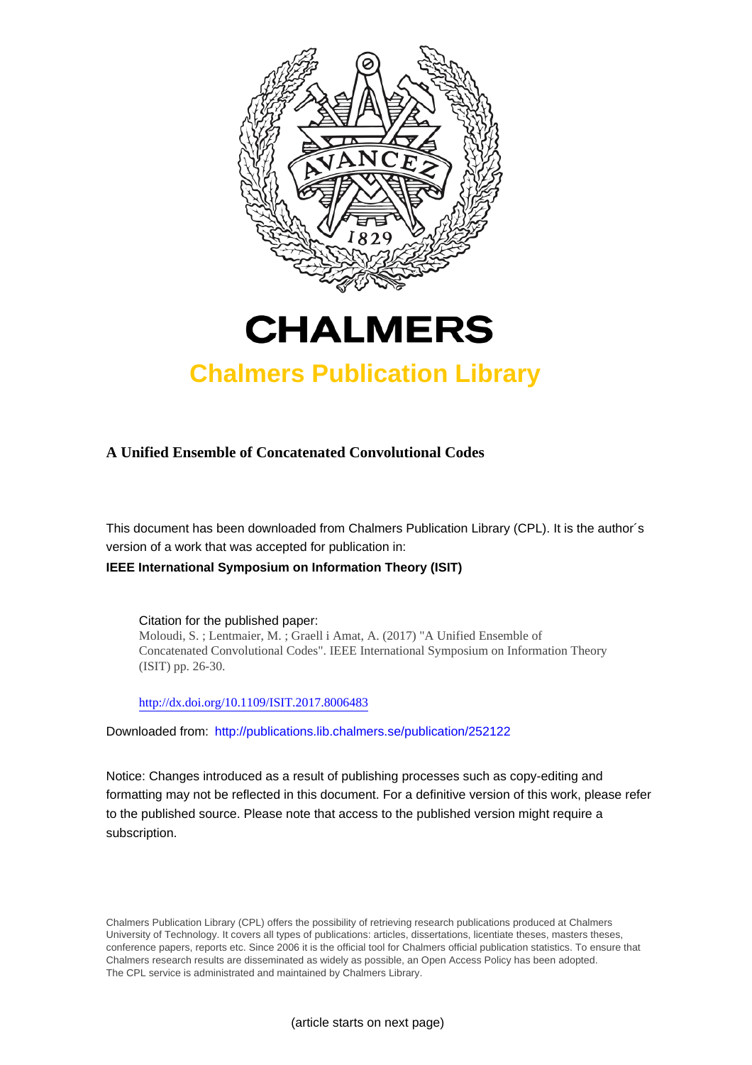# CHALMERS

## Chalmers Publication Library

**A Unified Ensemble of Concatenated Convolutional Codes**

This document has been downloaded from Chalmers Publication Library (CPL). It is the author´s version of a work that was accepted for publication in:

**IEEE International Symposium on Information Theory (ISIT)**

Citation for the published paper:
Moloudi, S. ; Lentmaier, M. ; Graell i Amat, A. (2017) "A Unified Ensemble of Concatenated Convolutional Codes". IEEE International Symposium on Information Theory (ISIT) pp. 26-30.

http://dx.doi.org/10.1109/ISIT.2017.8006483

Downloaded from: http://publications.lib.chalmers.se/publication/252122

Notice: Changes introduced as a result of publishing processes such as copy-editing and formatting may not be reflected in this document. For a definitive version of this work, please refer to the published source. Please note that access to the published version might require a subscription.

Chalmers Publication Library (CPL) offers the possibility of retrieving research publications produced at Chalmers University of Technology. It covers all types of publications: articles, dissertations, licentiate theses, masters theses, conference papers, reports etc. Since 2006 it is the official tool for Chalmers official publication statistics. To ensure that Chalmers research results are disseminated as widely as possible, an Open Access Policy has been adopted. The CPL service is administrated and maintained by Chalmers Library.

(article starts on next page)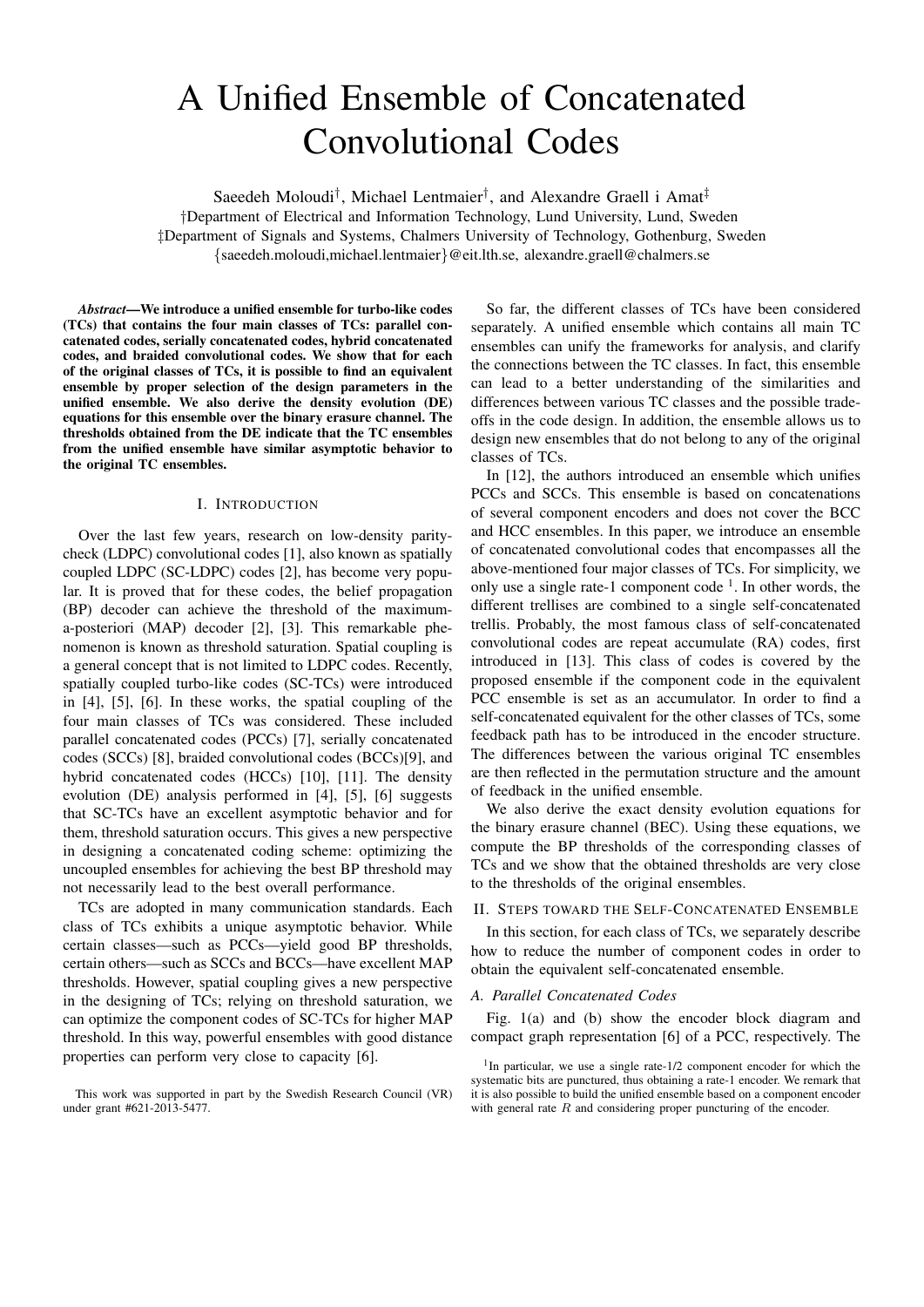# A Unified Ensemble of Concatenated Convolutional Codes

Saeedeh Moloudi†, Michael Lentmaier†, and Alexandre Graell i Amat‡

†Department of Electrical and Information Technology, Lund University, Lund, Sweden

‡Department of Signals and Systems, Chalmers University of Technology, Gothenburg, Sweden

{saeedeh.moloudi,michael.lentmaier}@eit.lth.se, alexandre.graell@chalmers.se

***Abstract*—We introduce a unified ensemble for turbo-like codes (TCs) that contains the four main classes of TCs: parallel concatenated codes, serially concatenated codes, hybrid concatenated codes, and braided convolutional codes. We show that for each of the original classes of TCs, it is possible to find an equivalent ensemble by proper selection of the design parameters in the unified ensemble. We also derive the density evolution (DE) equations for this ensemble over the binary erasure channel. The thresholds obtained from the DE indicate that the TC ensembles from the unified ensemble have similar asymptotic behavior to the original TC ensembles.**

## I. Introduction

Over the last few years, research on low-density parity-check (LDPC) convolutional codes [1], also known as spatially coupled LDPC (SC-LDPC) codes [2], has become very popular. It is proved that for these codes, the belief propagation (BP) decoder can achieve the threshold of the maximum-a-posteriori (MAP) decoder [2], [3]. This remarkable phenomenon is known as threshold saturation. Spatial coupling is a general concept that is not limited to LDPC codes. Recently, spatially coupled turbo-like codes (SC-TCs) were introduced in [4], [5], [6]. In these works, the spatial coupling of the four main classes of TCs was considered. These included parallel concatenated codes (PCCs) [7], serially concatenated codes (SCCs) [8], braided convolutional codes (BCCs)[9], and hybrid concatenated codes (HCCs) [10], [11]. The density evolution (DE) analysis performed in [4], [5], [6] suggests that SC-TCs have an excellent asymptotic behavior and for them, threshold saturation occurs. This gives a new perspective in designing a concatenated coding scheme: optimizing the uncoupled ensembles for achieving the best BP threshold may not necessarily lead to the best overall performance.

TCs are adopted in many communication standards. Each class of TCs exhibits a unique asymptotic behavior. While certain classes—such as PCCs—yield good BP thresholds, certain others—such as SCCs and BCCs—have excellent MAP thresholds. However, spatial coupling gives a new perspective in the designing of TCs; relying on threshold saturation, we can optimize the component codes of SC-TCs for higher MAP threshold. In this way, powerful ensembles with good distance properties can perform very close to capacity [6].

This work was supported in part by the Swedish Research Council (VR) under grant #621-2013-5477.

So far, the different classes of TCs have been considered separately. A unified ensemble which contains all main TC ensembles can unify the frameworks for analysis, and clarify the connections between the TC classes. In fact, this ensemble can lead to a better understanding of the similarities and differences between various TC classes and the possible trade-offs in the code design. In addition, the ensemble allows us to design new ensembles that do not belong to any of the original classes of TCs.

In [12], the authors introduced an ensemble which unifies PCCs and SCCs. This ensemble is based on concatenations of several component encoders and does not cover the BCC and HCC ensembles. In this paper, we introduce an ensemble of concatenated convolutional codes that encompasses all the above-mentioned four major classes of TCs. For simplicity, we only use a single rate-1 component code [1]. In other words, the different trellises are combined to a single self-concatenated trellis. Probably, the most famous class of self-concatenated convolutional codes are repeat accumulate (RA) codes, first introduced in [13]. This class of codes is covered by the proposed ensemble if the component code in the equivalent PCC ensemble is set as an accumulator. In order to find a self-concatenated equivalent for the other classes of TCs, some feedback path has to be introduced in the encoder structure. The differences between the various original TC ensembles are then reflected in the permutation structure and the amount of feedback in the unified ensemble.

We also derive the exact density evolution equations for the binary erasure channel (BEC). Using these equations, we compute the BP thresholds of the corresponding classes of TCs and we show that the obtained thresholds are very close to the thresholds of the original ensembles.

## II. Steps toward the Self-Concatenated Ensemble

In this section, for each class of TCs, we separately describe how to reduce the number of component codes in order to obtain the equivalent self-concatenated ensemble.

### A. Parallel Concatenated Codes

Fig. 1(a) and (b) show the encoder block diagram and compact graph representation [6] of a PCC, respectively. The

[1] In particular, we use a single rate-1/2 component encoder for which the systematic bits are punctured, thus obtaining a rate-1 encoder. We remark that it is also possible to build the unified ensemble based on a component encoder with general rate $R$ and considering proper puncturing of the encoder.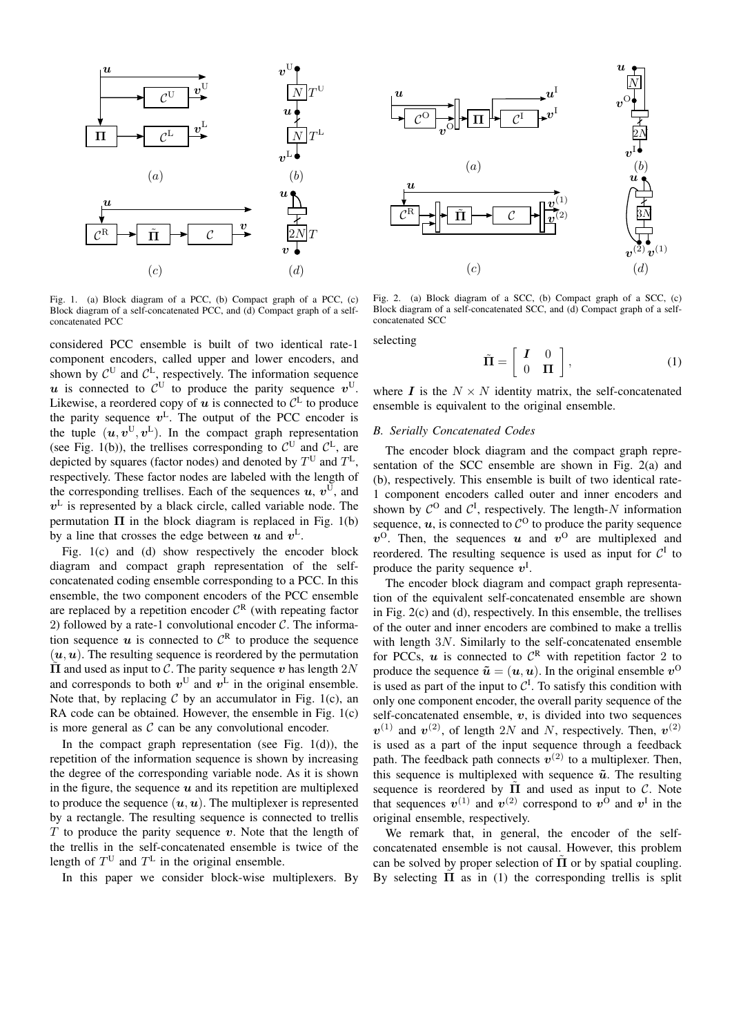Fig. 1. (a) Block diagram of a PCC, (b) Compact graph of a PCC, (c) Block diagram of a self-concatenated PCC, and (d) Compact graph of a self-concatenated PCC

considered PCC ensemble is built of two identical rate-1 component encoders, called upper and lower encoders, and shown by $\mathcal{C}^{\mathrm{U}}$ and $\mathcal{C}^{\mathrm{L}}$, respectively. The information sequence $\boldsymbol{u}$ is connected to $\mathcal{C}^{\mathrm{U}}$ to produce the parity sequence $\boldsymbol{v}^{\mathrm{U}}$. Likewise, a reordered copy of $\boldsymbol{u}$ is connected to $\mathcal{C}^{\mathrm{L}}$ to produce the parity sequence $\boldsymbol{v}^{\mathrm{L}}$. The output of the PCC encoder is the tuple $(\boldsymbol{u}, \boldsymbol{v}^{\mathrm{U}}, \boldsymbol{v}^{\mathrm{L}})$. In the compact graph representation (see Fig. 1(b)), the trellises corresponding to $\mathcal{C}^{\mathrm{U}}$ and $\mathcal{C}^{\mathrm{L}}$, are depicted by squares (factor nodes) and denoted by $T^{\mathrm{U}}$ and $T^{\mathrm{L}}$, respectively. These factor nodes are labeled with the length of the corresponding trellises. Each of the sequences $\boldsymbol{u}$, $\boldsymbol{v}^{\mathrm{U}}$, and $\boldsymbol{v}^{\mathrm{L}}$ is represented by a black circle, called variable node. The permutation $\boldsymbol{\Pi}$ in the block diagram is replaced in Fig. 1(b) by a line that crosses the edge between $\boldsymbol{u}$ and $\boldsymbol{v}^{\mathrm{L}}$.

Fig. 1(c) and (d) show respectively the encoder block diagram and compact graph representation of the self-concatenated coding ensemble corresponding to a PCC. In this ensemble, the two component encoders of the PCC ensemble are replaced by a repetition encoder $\mathcal{C}^{\mathrm{R}}$ (with repeating factor 2) followed by a rate-1 convolutional encoder $\mathcal{C}$. The information sequence $\boldsymbol{u}$ is connected to $\mathcal{C}^{\mathrm{R}}$ to produce the sequence $(\boldsymbol{u}, \boldsymbol{u})$. The resulting sequence is reordered by the permutation $\tilde{\boldsymbol{\Pi}}$ and used as input to $\mathcal{C}$. The parity sequence $\boldsymbol{v}$ has length $2N$ and corresponds to both $\boldsymbol{v}^{\mathrm{U}}$ and $\boldsymbol{v}^{\mathrm{L}}$ in the original ensemble. Note that, by replacing $\mathcal{C}$ by an accumulator in Fig. 1(c), an RA code can be obtained. However, the ensemble in Fig. 1(c) is more general as $\mathcal{C}$ can be any convolutional encoder.

In the compact graph representation (see Fig. 1(d)), the repetition of the information sequence is shown by increasing the degree of the corresponding variable node. As it is shown in the figure, the sequence $\boldsymbol{u}$ and its repetition are multiplexed to produce the sequence $(\boldsymbol{u}, \boldsymbol{u})$. The multiplexer is represented by a rectangle. The resulting sequence is connected to trellis $T$ to produce the parity sequence $\boldsymbol{v}$. Note that the length of the trellis in the self-concatenated ensemble is twice of the length of $T^{\mathrm{U}}$ and $T^{\mathrm{L}}$ in the original ensemble.

In this paper we consider block-wise multiplexers. By selecting

$$\tilde{\boldsymbol{\Pi}} = \begin{bmatrix} \boldsymbol{I} & 0 \\ 0 & \boldsymbol{\Pi} \end{bmatrix}, \tag{1}$$

where $\boldsymbol{I}$ is the $N \times N$ identity matrix, the self-concatenated ensemble is equivalent to the original ensemble.

Fig. 2. (a) Block diagram of a SCC, (b) Compact graph of a SCC, (c) Block diagram of a self-concatenated SCC, and (d) Compact graph of a self-concatenated SCC

### B. Serially Concatenated Codes

The encoder block diagram and the compact graph representation of the SCC ensemble are shown in Fig. 2(a) and (b), respectively. This ensemble is built of two identical rate-1 component encoders called outer and inner encoders and shown by $\mathcal{C}^{\mathrm{O}}$ and $\mathcal{C}^{\mathrm{I}}$, respectively. The length-$N$ information sequence, $\boldsymbol{u}$, is connected to $\mathcal{C}^{\mathrm{O}}$ to produce the parity sequence $\boldsymbol{v}^{\mathrm{O}}$. Then, the sequences $\boldsymbol{u}$ and $\boldsymbol{v}^{\mathrm{O}}$ are multiplexed and reordered. The resulting sequence is used as input for $\mathcal{C}^{\mathrm{I}}$ to produce the parity sequence $\boldsymbol{v}^{\mathrm{I}}$.

The encoder block diagram and compact graph representation of the equivalent self-concatenated ensemble are shown in Fig. 2(c) and (d), respectively. In this ensemble, the trellises of the outer and inner encoders are combined to make a trellis with length $3N$. Similarly to the self-concatenated ensemble for PCCs, $\boldsymbol{u}$ is connected to $\mathcal{C}^{\mathrm{R}}$ with repetition factor 2 to produce the sequence $\tilde{\boldsymbol{u}} = (\boldsymbol{u}, \boldsymbol{u})$. In the original ensemble $\boldsymbol{v}^{\mathrm{O}}$ is used as part of the input to $\mathcal{C}^{\mathrm{I}}$. To satisfy this condition with only one component encoder, the overall parity sequence of the self-concatenated ensemble, $\boldsymbol{v}$, is divided into two sequences $\boldsymbol{v}^{(1)}$ and $\boldsymbol{v}^{(2)}$, of length $2N$ and $N$, respectively. Then, $\boldsymbol{v}^{(2)}$ is used as a part of the input sequence through a feedback path. The feedback path connects $\boldsymbol{v}^{(2)}$ to a multiplexer. Then, this sequence is multiplexed with sequence $\tilde{\boldsymbol{u}}$. The resulting sequence is reordered by $\tilde{\boldsymbol{\Pi}}$ and used as input to $\mathcal{C}$. Note that sequences $\boldsymbol{v}^{(1)}$ and $\boldsymbol{v}^{(2)}$ correspond to $\boldsymbol{v}^{\mathrm{O}}$ and $\boldsymbol{v}^{\mathrm{I}}$ in the original ensemble, respectively.

We remark that, in general, the encoder of the self-concatenated ensemble is not causal. However, this problem can be solved by proper selection of $\tilde{\boldsymbol{\Pi}}$ or by spatial coupling. By selecting $\tilde{\boldsymbol{\Pi}}$ as in (1) the corresponding trellis is split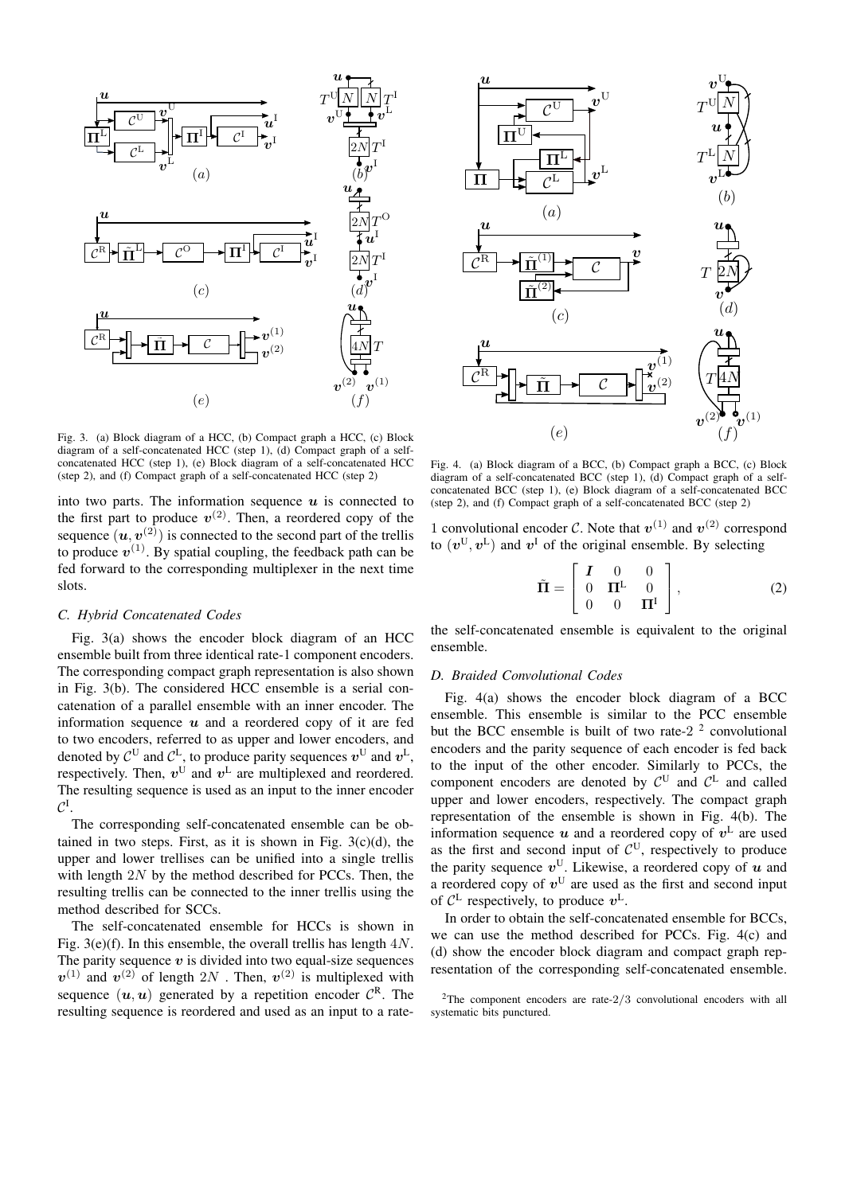Fig. 3. (a) Block diagram of a HCC, (b) Compact graph a HCC, (c) Block diagram of a self-concatenated HCC (step 1), (d) Compact graph of a self-concatenated HCC (step 1), (e) Block diagram of a self-concatenated HCC (step 2), and (f) Compact graph of a self-concatenated HCC (step 2)

into two parts. The information sequence $\boldsymbol{u}$ is connected to the first part to produce $\boldsymbol{v}^{(2)}$. Then, a reordered copy of the sequence $(\boldsymbol{u}, \boldsymbol{v}^{(2)})$ is connected to the second part of the trellis to produce $\boldsymbol{v}^{(1)}$. By spatial coupling, the feedback path can be fed forward to the corresponding multiplexer in the next time slots.

### C. Hybrid Concatenated Codes

Fig. 3(a) shows the encoder block diagram of an HCC ensemble built from three identical rate-1 component encoders. The corresponding compact graph representation is also shown in Fig. 3(b). The considered HCC ensemble is a serial concatenation of a parallel ensemble with an inner encoder. The information sequence $\boldsymbol{u}$ and a reordered copy of it are fed to two encoders, referred to as upper and lower encoders, and denoted by $\mathcal{C}^{\mathrm{U}}$ and $\mathcal{C}^{\mathrm{L}}$, to produce parity sequences $\boldsymbol{v}^{\mathrm{U}}$ and $\boldsymbol{v}^{\mathrm{L}}$, respectively. Then, $\boldsymbol{v}^{\mathrm{U}}$ and $\boldsymbol{v}^{\mathrm{L}}$ are multiplexed and reordered. The resulting sequence is used as an input to the inner encoder $\mathcal{C}^{\mathrm{I}}$.

The corresponding self-concatenated ensemble can be obtained in two steps. First, as it is shown in Fig. 3(c)(d), the upper and lower trellises can be unified into a single trellis with length $2N$ by the method described for PCCs. Then, the resulting trellis can be connected to the inner trellis using the method described for SCCs.

The self-concatenated ensemble for HCCs is shown in Fig. 3(e)(f). In this ensemble, the overall trellis has length $4N$. The parity sequence $\boldsymbol{v}$ is divided into two equal-size sequences $\boldsymbol{v}^{(1)}$ and $\boldsymbol{v}^{(2)}$ of length $2N$ . Then, $\boldsymbol{v}^{(2)}$ is multiplexed with sequence $(\boldsymbol{u}, \boldsymbol{u})$ generated by a repetition encoder $\mathcal{C}^{\mathrm{R}}$. The resulting sequence is reordered and used as an input to a rate-1 convolutional encoder $\mathcal{C}$. Note that $\boldsymbol{v}^{(1)}$ and $\boldsymbol{v}^{(2)}$ correspond to $(\boldsymbol{v}^{\mathrm{U}}, \boldsymbol{v}^{\mathrm{L}})$ and $\boldsymbol{v}^{\mathrm{I}}$ of the original ensemble. By selecting

$$\tilde{\boldsymbol{\Pi}} = \begin{bmatrix} \boldsymbol{I} & 0 & 0 \\ 0 & \boldsymbol{\Pi}^{\mathrm{L}} & 0 \\ 0 & 0 & \boldsymbol{\Pi}^{\mathrm{I}} \end{bmatrix}, \tag{2}$$

the self-concatenated ensemble is equivalent to the original ensemble.

Fig. 4. (a) Block diagram of a BCC, (b) Compact graph a BCC, (c) Block diagram of a self-concatenated BCC (step 1), (d) Compact graph of a self-concatenated BCC (step 1), (e) Block diagram of a self-concatenated BCC (step 2), and (f) Compact graph of a self-concatenated BCC (step 2)

### D. Braided Convolutional Codes

Fig. 4(a) shows the encoder block diagram of a BCC ensemble. This ensemble is similar to the PCC ensemble but the BCC ensemble is built of two rate-2 [2] convolutional encoders and the parity sequence of each encoder is fed back to the input of the other encoder. Similarly to PCCs, the component encoders are denoted by $\mathcal{C}^{\mathrm{U}}$ and $\mathcal{C}^{\mathrm{L}}$ and called upper and lower encoders, respectively. The compact graph representation of the ensemble is shown in Fig. 4(b). The information sequence $\boldsymbol{u}$ and a reordered copy of $\boldsymbol{v}^{\mathrm{L}}$ are used as the first and second input of $\mathcal{C}^{\mathrm{U}}$, respectively to produce the parity sequence $\boldsymbol{v}^{\mathrm{U}}$. Likewise, a reordered copy of $\boldsymbol{u}$ and a reordered copy of $\boldsymbol{v}^{\mathrm{U}}$ are used as the first and second input of $\mathcal{C}^{\mathrm{L}}$ respectively, to produce $\boldsymbol{v}^{\mathrm{L}}$.

In order to obtain the self-concatenated ensemble for BCCs, we can use the method described for PCCs. Fig. 4(c) and (d) show the encoder block diagram and compact graph representation of the corresponding self-concatenated ensemble.

[2] The component encoders are rate-$2/3$ convolutional encoders with all systematic bits punctured.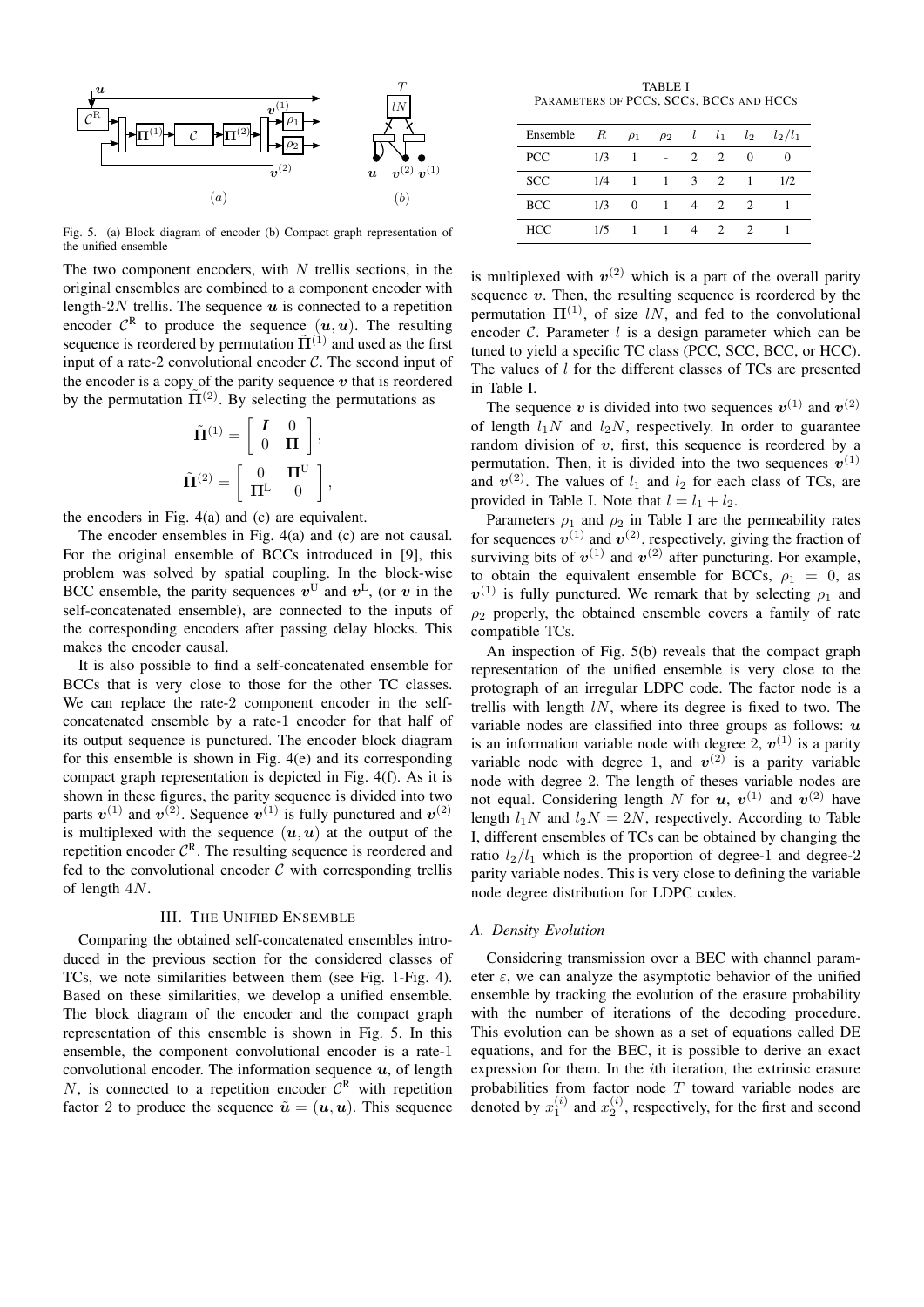Fig. 5. (a) Block diagram of encoder (b) Compact graph representation of the unified ensemble

The two component encoders, with $N$ trellis sections, in the original ensembles are combined to a component encoder with length-$2N$ trellis. The sequence $\boldsymbol{u}$ is connected to a repetition encoder $\mathcal{C}^{\text{R}}$ to produce the sequence $(\boldsymbol{u}, \boldsymbol{u})$. The resulting sequence is reordered by permutation $\tilde{\boldsymbol{\Pi}}^{(1)}$ and used as the first input of a rate-2 convolutional encoder $\mathcal{C}$. The second input of the encoder is a copy of the parity sequence $\boldsymbol{v}$ that is reordered by the permutation $\tilde{\boldsymbol{\Pi}}^{(2)}$. By selecting the permutations as

$$\tilde{\boldsymbol{\Pi}}^{(1)} = \begin{bmatrix} \boldsymbol{I} & 0 \\ 0 & \boldsymbol{\Pi} \end{bmatrix},$$

$$\tilde{\boldsymbol{\Pi}}^{(2)} = \begin{bmatrix} 0 & \boldsymbol{\Pi}^{\text{U}} \\ \boldsymbol{\Pi}^{\text{L}} & 0 \end{bmatrix},$$

the encoders in Fig. 4(a) and (c) are equivalent.

The encoder ensembles in Fig. 4(a) and (c) are not causal. For the original ensemble of BCCs introduced in [9], this problem was solved by spatial coupling. In the block-wise BCC ensemble, the parity sequences $\boldsymbol{v}^{\text{U}}$ and $\boldsymbol{v}^{\text{L}}$, (or $\boldsymbol{v}$ in the self-concatenated ensemble), are connected to the inputs of the corresponding encoders after passing delay blocks. This makes the encoder causal.

It is also possible to find a self-concatenated ensemble for BCCs that is very close to those for the other TC classes. We can replace the rate-2 component encoder in the self-concatenated ensemble by a rate-1 encoder for that half of its output sequence is punctured. The encoder block diagram for this ensemble is shown in Fig. 4(e) and its corresponding compact graph representation is depicted in Fig. 4(f). As it is shown in these figures, the parity sequence is divided into two parts $\boldsymbol{v}^{(1)}$ and $\boldsymbol{v}^{(2)}$. Sequence $\boldsymbol{v}^{(1)}$ is fully punctured and $\boldsymbol{v}^{(2)}$ is multiplexed with the sequence $(\boldsymbol{u}, \boldsymbol{u})$ at the output of the repetition encoder $\mathcal{C}^{\text{R}}$. The resulting sequence is reordered and fed to the convolutional encoder $\mathcal{C}$ with corresponding trellis of length $4N$.

## III. The Unified Ensemble

Comparing the obtained self-concatenated ensembles introduced in the previous section for the considered classes of TCs, we note similarities between them (see Fig. 1-Fig. 4). Based on these similarities, we develop a unified ensemble. The block diagram of the encoder and the compact graph representation of this ensemble is shown in Fig. 5. In this ensemble, the component convolutional encoder is a rate-1 convolutional encoder. The information sequence $\boldsymbol{u}$, of length $N$, is connected to a repetition encoder $\mathcal{C}^{\text{R}}$ with repetition factor 2 to produce the sequence $\tilde{\boldsymbol{u}} = (\boldsymbol{u}, \boldsymbol{u})$. This sequence is multiplexed with $\boldsymbol{v}^{(2)}$ which is a part of the overall parity sequence $\boldsymbol{v}$. Then, the resulting sequence is reordered by the permutation $\boldsymbol{\Pi}^{(1)}$, of size $lN$, and fed to the convolutional encoder $\mathcal{C}$. Parameter $l$ is a design parameter which can be tuned to yield a specific TC class (PCC, SCC, BCC, or HCC). The values of $l$ for the different classes of TCs are presented in Table I.

TABLE I
Parameters of PCCs, SCCs, BCCs and HCCs

| Ensemble | $R$ | $\rho_1$ | $\rho_2$ | $l$ | $l_1$ | $l_2$ | $l_2/l_1$ |
|---|---|---|---|---|---|---|---|
| PCC | 1/3 | 1 | - | 2 | 2 | 0 | 0 |
| SCC | 1/4 | 1 | 1 | 3 | 2 | 1 | 1/2 |
| BCC | 1/3 | 0 | 1 | 4 | 2 | 2 | 1 |
| HCC | 1/5 | 1 | 1 | 4 | 2 | 2 | 1 |

The sequence $\boldsymbol{v}$ is divided into two sequences $\boldsymbol{v}^{(1)}$ and $\boldsymbol{v}^{(2)}$ of length $l_1 N$ and $l_2 N$, respectively. In order to guarantee random division of $\boldsymbol{v}$, first, this sequence is reordered by a permutation. Then, it is divided into the two sequences $\boldsymbol{v}^{(1)}$ and $\boldsymbol{v}^{(2)}$. The values of $l_1$ and $l_2$ for each class of TCs, are provided in Table I. Note that $l = l_1 + l_2$.

Parameters $\rho_1$ and $\rho_2$ in Table I are the permeability rates for sequences $\boldsymbol{v}^{(1)}$ and $\boldsymbol{v}^{(2)}$, respectively, giving the fraction of surviving bits of $\boldsymbol{v}^{(1)}$ and $\boldsymbol{v}^{(2)}$ after puncturing. For example, to obtain the equivalent ensemble for BCCs, $\rho_1 = 0$, as $\boldsymbol{v}^{(1)}$ is fully punctured. We remark that by selecting $\rho_1$ and $\rho_2$ properly, the obtained ensemble covers a family of rate compatible TCs.

An inspection of Fig. 5(b) reveals that the compact graph representation of the unified ensemble is very close to the protograph of an irregular LDPC code. The factor node is a trellis with length $lN$, where its degree is fixed to two. The variable nodes are classified into three groups as follows: $\boldsymbol{u}$ is an information variable node with degree 2, $\boldsymbol{v}^{(1)}$ is a parity variable node with degree 1, and $\boldsymbol{v}^{(2)}$ is a parity variable node with degree 2. The length of theses variable nodes are not equal. Considering length $N$ for $\boldsymbol{u}$, $\boldsymbol{v}^{(1)}$ and $\boldsymbol{v}^{(2)}$ have length $l_1 N$ and $l_2 N = 2N$, respectively. According to Table I, different ensembles of TCs can be obtained by changing the ratio $l_2/l_1$ which is the proportion of degree-1 and degree-2 parity variable nodes. This is very close to defining the variable node degree distribution for LDPC codes.

### A. Density Evolution

Considering transmission over a BEC with channel parameter $\varepsilon$, we can analyze the asymptotic behavior of the unified ensemble by tracking the evolution of the erasure probability with the number of iterations of the decoding procedure. This evolution can be shown as a set of equations called DE equations, and for the BEC, it is possible to derive an exact expression for them. In the $i$th iteration, the extrinsic erasure probabilities from factor node $T$ toward variable nodes are denoted by $x_1^{(i)}$ and $x_2^{(i)}$, respectively, for the first and second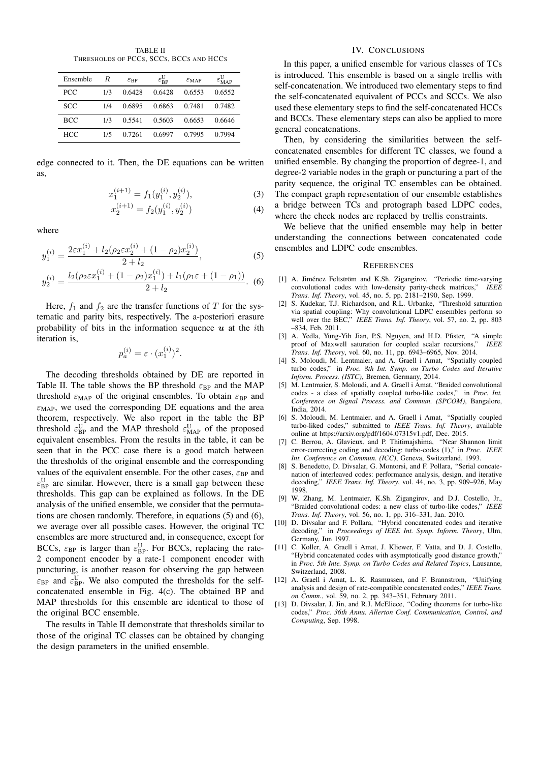TABLE II
THRESHOLDS OF PCCS, SCCS, BCCS AND HCCS

| Ensemble | $R$ | $\varepsilon_{\text{BP}}$ | $\varepsilon^{\text{U}}_{\text{BP}}$ | $\varepsilon_{\text{MAP}}$ | $\varepsilon^{\text{U}}_{\text{MAP}}$ |
|---|---|---|---|---|---|
| PCC | 1/3 | 0.6428 | 0.6428 | 0.6553 | 0.6552 |
| SCC | 1/4 | 0.6895 | 0.6863 | 0.7481 | 0.7482 |
| BCC | 1/3 | 0.5541 | 0.5603 | 0.6653 | 0.6646 |
| HCC | 1/5 | 0.7261 | 0.6997 | 0.7995 | 0.7994 |

edge connected to it. Then, the DE equations can be written as,

$$x_1^{(i+1)} = f_1(y_1^{(i)}, y_2^{(i)}), \tag{3}$$

$$x_2^{(i+1)} = f_2(y_1^{(i)}, y_2^{(i)}) \tag{4}$$

where

$$y_1^{(i)} = \frac{2\varepsilon x_1^{(i)} + l_2(\rho_2 \varepsilon x_2^{(i)} + (1-\rho_2)x_2^{(i)})}{2+l_2}, \tag{5}$$

$$y_2^{(i)} = \frac{l_2(\rho_2 \varepsilon x_1^{(i)} + (1-\rho_2)x_1^{(i)}) + l_1(\rho_1 \varepsilon + (1-\rho_1))}{2+l_2}. \tag{6}$$

Here, $f_1$ and $f_2$ are the transfer functions of $T$ for the systematic and parity bits, respectively. The a-posteriori erasure probability of bits in the information sequence $\boldsymbol{u}$ at the $i$th iteration is,

$$p_a^{(i)} = \varepsilon \cdot (x_1^{(i)})^2.$$

The decoding thresholds obtained by DE are reported in Table II. The table shows the BP threshold $\varepsilon_{\text{BP}}$ and the MAP threshold $\varepsilon_{\text{MAP}}$ of the original ensembles. To obtain $\varepsilon_{\text{BP}}$ and $\varepsilon_{\text{MAP}}$, we used the corresponding DE equations and the area theorem, respectively. We also report in the table the BP threshold $\varepsilon^{\text{U}}_{\text{BP}}$ and the MAP threshold $\varepsilon^{\text{U}}_{\text{MAP}}$ of the proposed equivalent ensembles. From the results in the table, it can be seen that in the PCC case there is a good match between the thresholds of the original ensemble and the corresponding values of the equivalent ensemble. For the other cases, $\varepsilon_{\text{BP}}$ and $\varepsilon^{\text{U}}_{\text{BP}}$ are similar. However, there is a small gap between these thresholds. This gap can be explained as follows. In the DE analysis of the unified ensemble, we consider that the permutations are chosen randomly. Therefore, in equations (5) and (6), we average over all possible cases. However, the original TC ensembles are more structured and, in consequence, except for BCCs, $\varepsilon_{\text{BP}}$ is larger than $\varepsilon^{\text{U}}_{\text{BP}}$. For BCCs, replacing the rate-2 component encoder by a rate-1 component encoder with puncturing, is another reason for observing the gap between $\varepsilon_{\text{BP}}$ and $\varepsilon^{\text{U}}_{\text{BP}}$. We also computed the thresholds for the self-concatenated ensemble in Fig. 4(c). The obtained BP and MAP thresholds for this ensemble are identical to those of the original BCC ensemble.

The results in Table II demonstrate that thresholds similar to those of the original TC classes can be obtained by changing the design parameters in the unified ensemble.

## IV. Conclusions

In this paper, a unified ensemble for various classes of TCs is introduced. This ensemble is based on a single trellis with self-concatenation. We introduced two elementary steps to find the self-concatenated equivalent of PCCs and SCCs. We also used these elementary steps to find the self-concatenated HCCs and BCCs. These elementary steps can also be applied to more general concatenations.

Then, by considering the similarities between the self-concatenated ensembles for different TC classes, we found a unified ensemble. By changing the proportion of degree-1, and degree-2 variable nodes in the graph or puncturing a part of the parity sequence, the original TC ensembles can be obtained. The compact graph representation of our ensemble establishes a bridge between TCs and protograph based LDPC codes, where the check nodes are replaced by trellis constraints.

We believe that the unified ensemble may help in better understanding the connections between concatenated code ensembles and LDPC code ensembles.

## References

[1] A. Jiménez Feltström and K.Sh. Zigangirov, "Periodic time-varying convolutional codes with low-density parity-check matrices," *IEEE Trans. Inf. Theory*, vol. 45, no. 5, pp. 2181–2190, Sep. 1999.

[2] S. Kudekar, T.J. Richardson, and R.L. Urbanke, "Threshold saturation via spatial coupling: Why convolutional LDPC ensembles perform so well over the BEC," *IEEE Trans. Inf. Theory*, vol. 57, no. 2, pp. 803 –834, Feb. 2011.

[3] A. Yedla, Yung-Yih Jian, P.S. Nguyen, and H.D. Pfister, "A simple proof of Maxwell saturation for coupled scalar recursions," *IEEE Trans. Inf. Theory*, vol. 60, no. 11, pp. 6943–6965, Nov. 2014.

[4] S. Moloudi, M. Lentmaier, and A. Graell i Amat, "Spatially coupled turbo codes," in *Proc. 8th Int. Symp. on Turbo Codes and Iterative Inform. Process. (ISTC)*, Bremen, Germany, 2014.

[5] M. Lentmaier, S. Moloudi, and A. Graell i Amat, "Braided convolutional codes - a class of spatially coupled turbo-like codes," in *Proc. Int. Conference on Signal Process. and Commun. (SPCOM)*, Bangalore, India, 2014.

[6] S. Moloudi, M. Lentmaier, and A. Graell i Amat, "Spatially coupled turbo-liked codes," submitted to *IEEE Trans. Inf. Theory*, available online at https://arxiv.org/pdf/1604.07315v1.pdf, Dec. 2015.

[7] C. Berrou, A. Glavieux, and P. Thitimajshima, "Near Shannon limit error-correcting coding and decoding: turbo-codes (1)," in *Proc. IEEE Int. Conference on Commun. (ICC)*, Geneva, Switzerland, 1993.

[8] S. Benedetto, D. Divsalar, G. Montorsi, and F. Pollara, "Serial concatenation of interleaved codes: performance analysis, design, and iterative decoding," *IEEE Trans. Inf. Theory*, vol. 44, no. 3, pp. 909–926, May 1998.

[9] W. Zhang, M. Lentmaier, K.Sh. Zigangirov, and D.J. Costello, Jr., "Braided convolutional codes: a new class of turbo-like codes," *IEEE Trans. Inf. Theory*, vol. 56, no. 1, pp. 316–331, Jan. 2010.

[10] D. Divsalar and F. Pollara, "Hybrid concatenated codes and iterative decoding," in *Proceedings of IEEE Int. Symp. Inform. Theory*, Ulm, Germany, Jun 1997.

[11] C. Koller, A. Graell i Amat, J. Kliewer, F. Vatta, and D. J. Costello, "Hybrid concatenated codes with asymptotically good distance growth," in *Proc. 5th Inte. Symp. on Turbo Codes and Related Topics*, Lausanne, Switzerland, 2008.

[12] A. Graell i Amat, L. K. Rasmussen, and F. Brannstrom, "Unifying analysis and design of rate-compatible concatenated codes," *IEEE Trans. on Comm.*, vol. 59, no. 2, pp. 343–351, February 2011.

[13] D. Divsalar, J. Jin, and R.J. McEliece, "Coding theorems for turbo-like codes," *Proc. 36th Annu. Allerton Conf. Communication, Control, and Computing*, Sep. 1998.